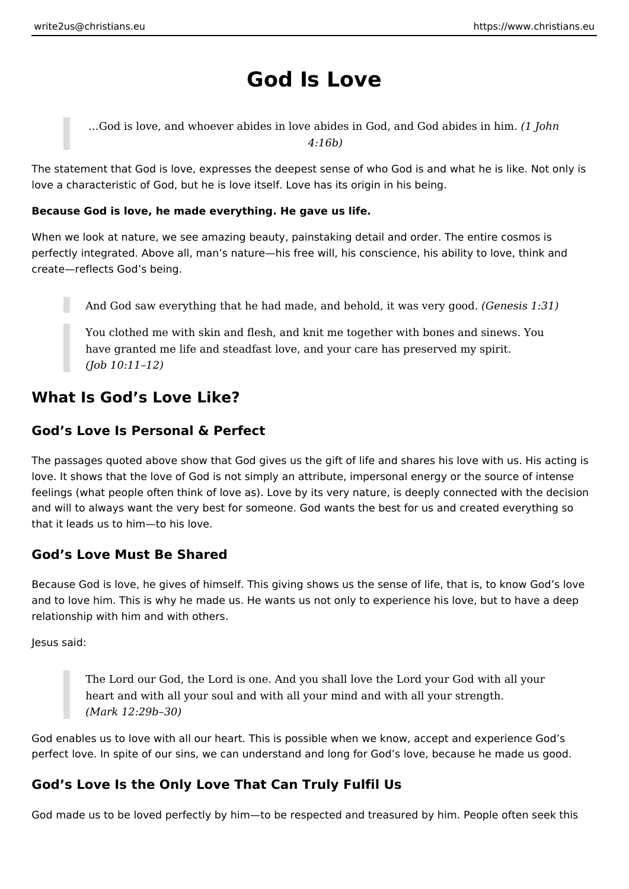# God Is Love

> …God is love, and whoever abides in love abides in God, and God abides in him. *(1 John 4:16b)*

The statement that God is love, expresses the deepest sense of who God is and what he is like. Not only is love a characteristic of God, but he is love itself. Love has its origin in his being.

**Because God is love, he made everything. He gave us life.**

When we look at nature, we see amazing beauty, painstaking detail and order. The entire cosmos is perfectly integrated. Above all, man's nature—his free will, his conscience, his ability to love, think and create—reflects God's being.

> And God saw everything that he had made, and behold, it was very good. *(Genesis 1:31)*

> You clothed me with skin and flesh, and knit me together with bones and sinews. You have granted me life and steadfast love, and your care has preserved my spirit.
> *(Job 10:11–12)*

## What Is God's Love Like?

### God's Love Is Personal & Perfect

The passages quoted above show that God gives us the gift of life and shares his love with us. His acting is love. It shows that the love of God is not simply an attribute, impersonal energy or the source of intense feelings (what people often think of love as). Love by its very nature, is deeply connected with the decision and will to always want the very best for someone. God wants the best for us and created everything so that it leads us to him—to his love.

### God's Love Must Be Shared

Because God is love, he gives of himself. This giving shows us the sense of life, that is, to know God's love and to love him. This is why he made us. He wants us not only to experience his love, but to have a deep relationship with him and with others.

Jesus said:

> The Lord our God, the Lord is one. And you shall love the Lord your God with all your heart and with all your soul and with all your mind and with all your strength.
> *(Mark 12:29b–30)*

God enables us to love with all our heart. This is possible when we know, accept and experience God's perfect love. In spite of our sins, we can understand and long for God's love, because he made us good.

### God's Love Is the Only Love That Can Truly Fulfil Us

God made us to be loved perfectly by him—to be respected and treasured by him. People often seek this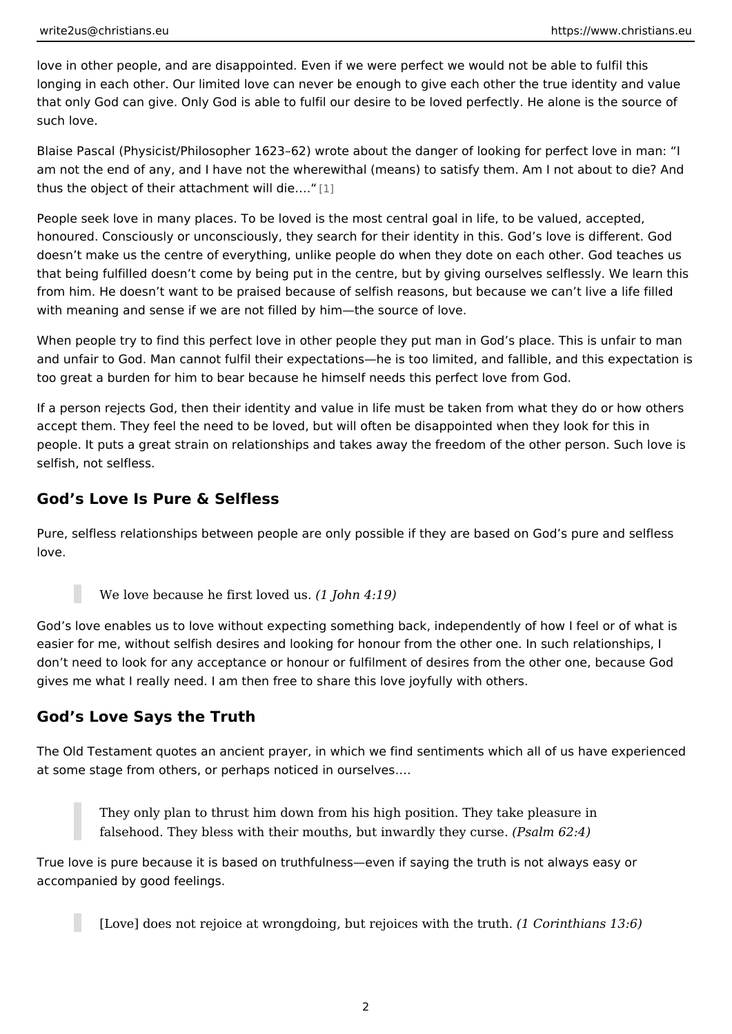love in other people, and are disappointed. Even if we were perfect we would not be able to fulfil this longing in each other. Our limited love can never be enough to give each other the true identity and value that only God can give. Only God is able to fulfil our desire to be loved perfectly. He alone is the source of such love.

Blaise Pascal (Physicist/Philosopher 1623–62) wrote about the danger of looking for perfect love in man: "I am not the end of any, and I have not the wherewithal (means) to satisfy them. Am I not about to die? And thus the object of their attachment will die…."[1]

People seek love in many places. To be loved is the most central goal in life, to be valued, accepted, honoured. Consciously or unconsciously, they search for their identity in this. God's love is different. God doesn't make us the centre of everything, unlike people do when they dote on each other. God teaches us that being fulfilled doesn't come by being put in the centre, but by giving ourselves selflessly. We learn this from him. He doesn't want to be praised because of selfish reasons, but because we can't live a life filled with meaning and sense if we are not filled by him—the source of love.

When people try to find this perfect love in other people they put man in God's place. This is unfair to man and unfair to God. Man cannot fulfil their expectations—he is too limited, and fallible, and this expectation is too great a burden for him to bear because he himself needs this perfect love from God.

If a person rejects God, then their identity and value in life must be taken from what they do or how others accept them. They feel the need to be loved, but will often be disappointed when they look for this in people. It puts a great strain on relationships and takes away the freedom of the other person. Such love is selfish, not selfless.

## God's Love Is Pure & Selfless

Pure, selfless relationships between people are only possible if they are based on God's pure and selfless love.

> We love because he first loved us. *(1 John 4:19)*

God's love enables us to love without expecting something back, independently of how I feel or of what is easier for me, without selfish desires and looking for honour from the other one. In such relationships, I don't need to look for any acceptance or honour or fulfilment of desires from the other one, because God gives me what I really need. I am then free to share this love joyfully with others.

## God's Love Says the Truth

The Old Testament quotes an ancient prayer, in which we find sentiments which all of us have experienced at some stage from others, or perhaps noticed in ourselves….

> They only plan to thrust him down from his high position. They take pleasure in falsehood. They bless with their mouths, but inwardly they curse. *(Psalm 62:4)*

True love is pure because it is based on truthfulness—even if saying the truth is not always easy or accompanied by good feelings.

> [Love] does not rejoice at wrongdoing, but rejoices with the truth. *(1 Corinthians 13:6)*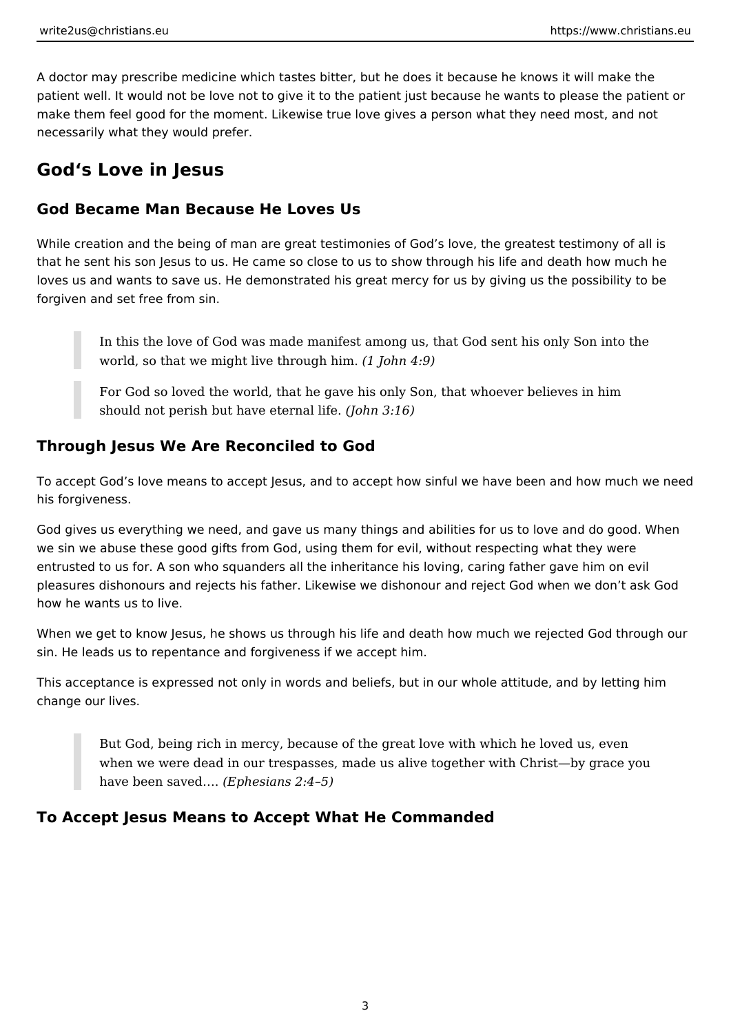A doctor may prescribe medicine which tastes bitter, but he does it because he knows it will make the patient well. It would not be love not to give it to the patient just because he wants to please the patient or make them feel good for the moment. Likewise true love gives a person what they need most, and not necessarily what they would prefer.

## God‘s Love in Jesus

### God Became Man Because He Loves Us

While creation and the being of man are great testimonies of God's love, the greatest testimony of all is that he sent his son Jesus to us. He came so close to us to show through his life and death how much he loves us and wants to save us. He demonstrated his great mercy for us by giving us the possibility to be forgiven and set free from sin.

> In this the love of God was made manifest among us, that God sent his only Son into the world, so that we might live through him. *(1 John 4:9)*

> For God so loved the world, that he gave his only Son, that whoever believes in him should not perish but have eternal life. *(John 3:16)*

### Through Jesus We Are Reconciled to God

To accept God's love means to accept Jesus, and to accept how sinful we have been and how much we need his forgiveness.

God gives us everything we need, and gave us many things and abilities for us to love and do good. When we sin we abuse these good gifts from God, using them for evil, without respecting what they were entrusted to us for. A son who squanders all the inheritance his loving, caring father gave him on evil pleasures dishonours and rejects his father. Likewise we dishonour and reject God when we don't ask God how he wants us to live.

When we get to know Jesus, he shows us through his life and death how much we rejected God through our sin. He leads us to repentance and forgiveness if we accept him.

This acceptance is expressed not only in words and beliefs, but in our whole attitude, and by letting him change our lives.

> But God, being rich in mercy, because of the great love with which he loved us, even when we were dead in our trespasses, made us alive together with Christ—by grace you have been saved…. *(Ephesians 2:4–5)*

### To Accept Jesus Means to Accept What He Commanded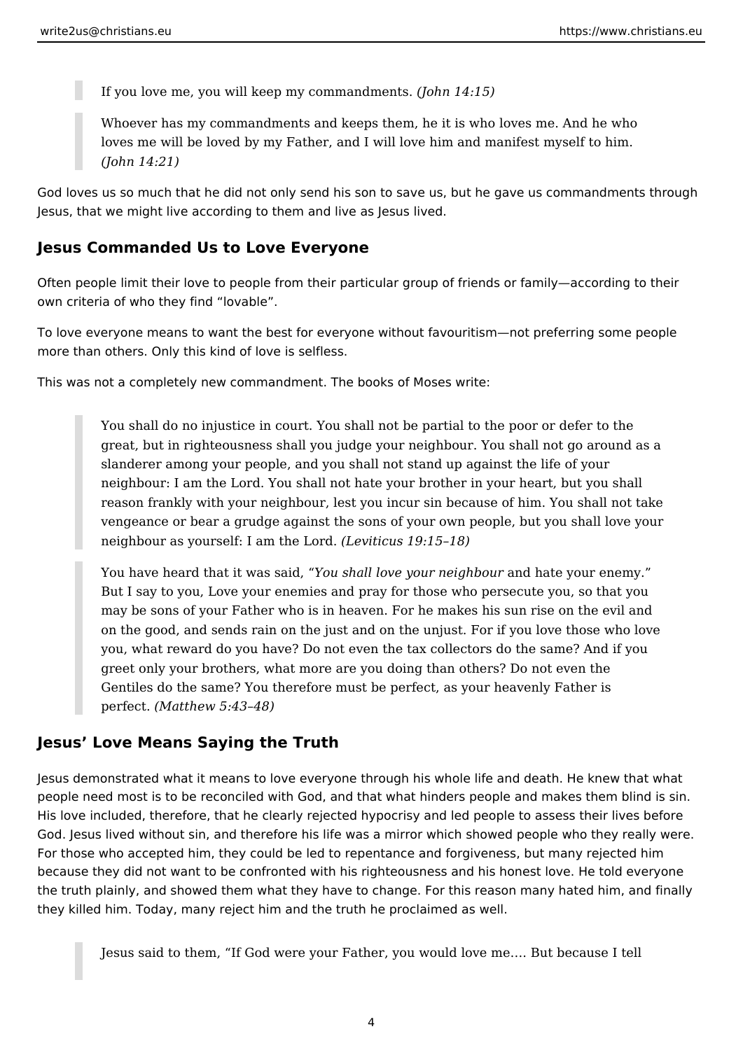> If you love me, you will keep my commandments. *(John 14:15)*

> Whoever has my commandments and keeps them, he it is who loves me. And he who loves me will be loved by my Father, and I will love him and manifest myself to him. *(John 14:21)*

God loves us so much that he did not only send his son to save us, but he gave us commandments through Jesus, that we might live according to them and live as Jesus lived.

## Jesus Commanded Us to Love Everyone

Often people limit their love to people from their particular group of friends or family—according to their own criteria of who they find "lovable".

To love everyone means to want the best for everyone without favouritism—not preferring some people more than others. Only this kind of love is selfless.

This was not a completely new commandment. The books of Moses write:

> You shall do no injustice in court. You shall not be partial to the poor or defer to the great, but in righteousness shall you judge your neighbour. You shall not go around as a slanderer among your people, and you shall not stand up against the life of your neighbour: I am the Lord. You shall not hate your brother in your heart, but you shall reason frankly with your neighbour, lest you incur sin because of him. You shall not take vengeance or bear a grudge against the sons of your own people, but you shall love your neighbour as yourself: I am the Lord. *(Leviticus 19:15–18)*

> You have heard that it was said, "*You shall love your neighbour* and hate your enemy." But I say to you, Love your enemies and pray for those who persecute you, so that you may be sons of your Father who is in heaven. For he makes his sun rise on the evil and on the good, and sends rain on the just and on the unjust. For if you love those who love you, what reward do you have? Do not even the tax collectors do the same? And if you greet only your brothers, what more are you doing than others? Do not even the Gentiles do the same? You therefore must be perfect, as your heavenly Father is perfect. *(Matthew 5:43–48)*

## Jesus' Love Means Saying the Truth

Jesus demonstrated what it means to love everyone through his whole life and death. He knew that what people need most is to be reconciled with God, and that what hinders people and makes them blind is sin. His love included, therefore, that he clearly rejected hypocrisy and led people to assess their lives before God. Jesus lived without sin, and therefore his life was a mirror which showed people who they really were. For those who accepted him, they could be led to repentance and forgiveness, but many rejected him because they did not want to be confronted with his righteousness and his honest love. He told everyone the truth plainly, and showed them what they have to change. For this reason many hated him, and finally they killed him. Today, many reject him and the truth he proclaimed as well.

> Jesus said to them, "If God were your Father, you would love me…. But because I tell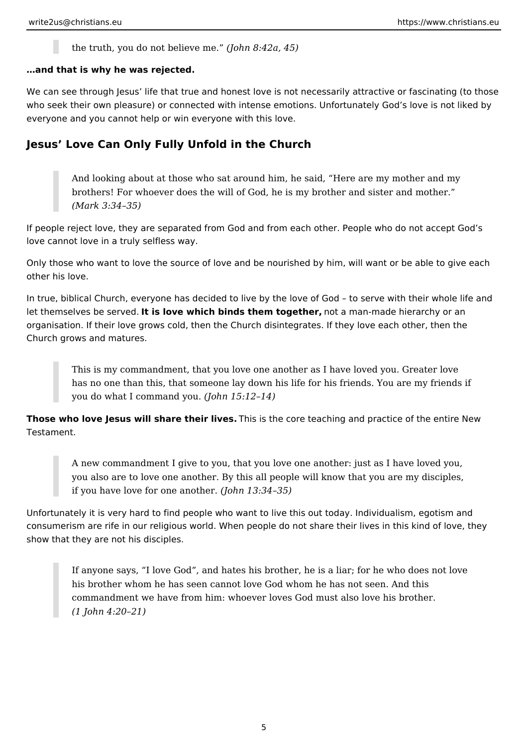> the truth, you do not believe me.” *(John 8:42a, 45)*

**…and that is why he was rejected.**

We can see through Jesus’ life that true and honest love is not necessarily attractive or fascinating (to those who seek their own pleasure) or connected with intense emotions. Unfortunately God’s love is not liked by everyone and you cannot help or win everyone with this love.

## Jesus’ Love Can Only Fully Unfold in the Church

> And looking about at those who sat around him, he said, “Here are my mother and my brothers! For whoever does the will of God, he is my brother and sister and mother.” *(Mark 3:34–35)*

If people reject love, they are separated from God and from each other. People who do not accept God’s love cannot love in a truly selfless way.

Only those who want to love the source of love and be nourished by him, will want or be able to give each other his love.

In true, biblical Church, everyone has decided to live by the love of God – to serve with their whole life and let themselves be served. **It is love which binds them together,** not a man-made hierarchy or an organisation. If their love grows cold, then the Church disintegrates. If they love each other, then the Church grows and matures.

> This is my commandment, that you love one another as I have loved you. Greater love has no one than this, that someone lay down his life for his friends. You are my friends if you do what I command you. *(John 15:12–14)*

**Those who love Jesus will share their lives.** This is the core teaching and practice of the entire New Testament.

> A new commandment I give to you, that you love one another: just as I have loved you, you also are to love one another. By this all people will know that you are my disciples, if you have love for one another. *(John 13:34–35)*

Unfortunately it is very hard to find people who want to live this out today. Individualism, egotism and consumerism are rife in our religious world. When people do not share their lives in this kind of love, they show that they are not his disciples.

> If anyone says, “I love God”, and hates his brother, he is a liar; for he who does not love his brother whom he has seen cannot love God whom he has not seen. And this commandment we have from him: whoever loves God must also love his brother. *(1 John 4:20–21)*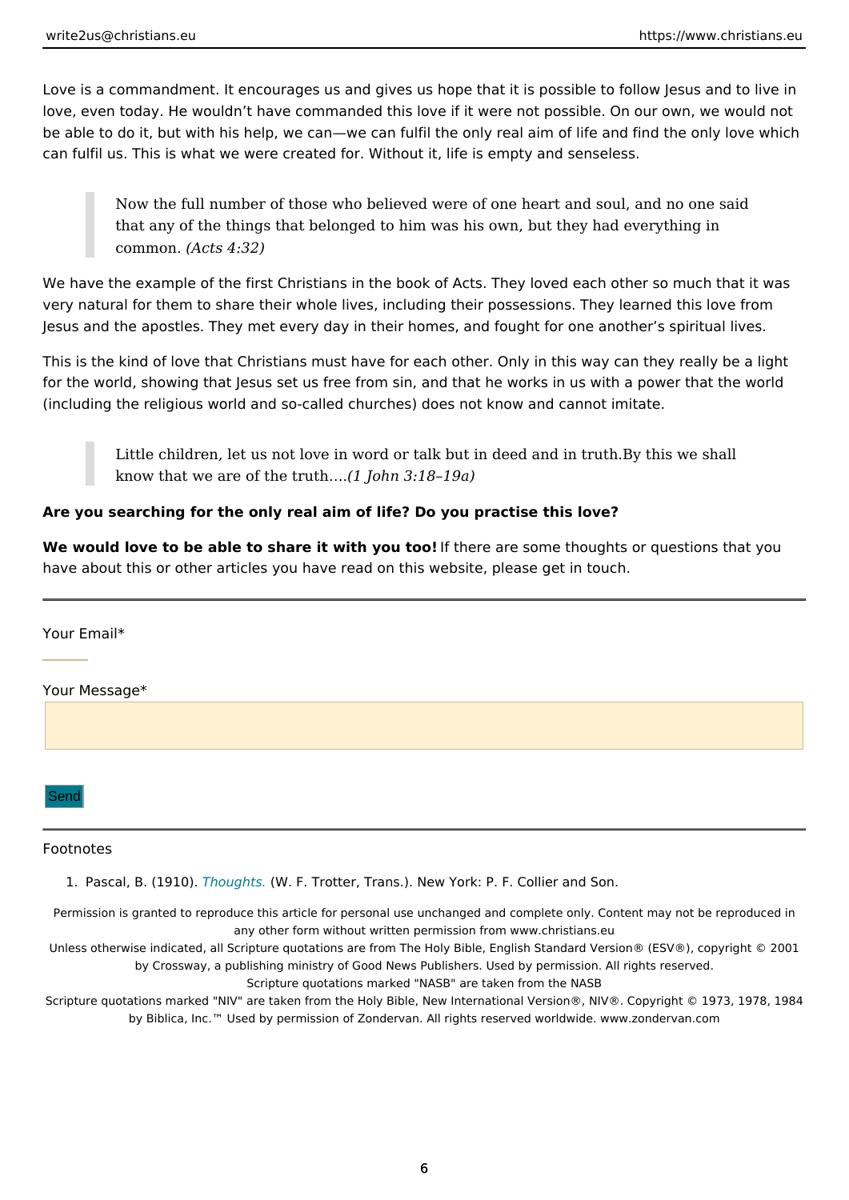Love is a commandment. It encourages us and gives us hope that it is possible to follow Jesus and to live in love, even today. He wouldn't have commanded this love if it were not possible. On our own, we would not be able to do it, but with his help, we can—we can fulfil the only real aim of life and find the only love which can fulfil us. This is what we were created for. Without it, life is empty and senseless.

> Now the full number of those who believed were of one heart and soul, and no one said that any of the things that belonged to him was his own, but they had everything in common. *(Acts 4:32)*

We have the example of the first Christians in the book of Acts. They loved each other so much that it was very natural for them to share their whole lives, including their possessions. They learned this love from Jesus and the apostles. They met every day in their homes, and fought for one another's spiritual lives.

This is the kind of love that Christians must have for each other. Only in this way can they really be a light for the world, showing that Jesus set us free from sin, and that he works in us with a power that the world (including the religious world and so-called churches) does not know and cannot imitate.

> Little children, let us not love in word or talk but in deed and in truth.By this we shall know that we are of the truth….*(1 John 3:18–19a)*

**Are you searching for the only real aim of life? Do you practise this love?**

**We would love to be able to share it with you too!** If there are some thoughts or questions that you have about this or other articles you have read on this website, please get in touch.

---

Your Email*

Your Message*

Send

---

Footnotes

1. Pascal, B. (1910). *Thoughts.* (W. F. Trotter, Trans.). New York: P. F. Collier and Son.

Permission is granted to reproduce this article for personal use unchanged and complete only. Content may not be reproduced in any other form without written permission from www.christians.eu

Unless otherwise indicated, all Scripture quotations are from The Holy Bible, English Standard Version® (ESV®), copyright © 2001 by Crossway, a publishing ministry of Good News Publishers. Used by permission. All rights reserved.

Scripture quotations marked "NASB" are taken from the NASB

Scripture quotations marked "NIV" are taken from the Holy Bible, New International Version®, NIV®. Copyright © 1973, 1978, 1984 by Biblica, Inc.™ Used by permission of Zondervan. All rights reserved worldwide. www.zondervan.com